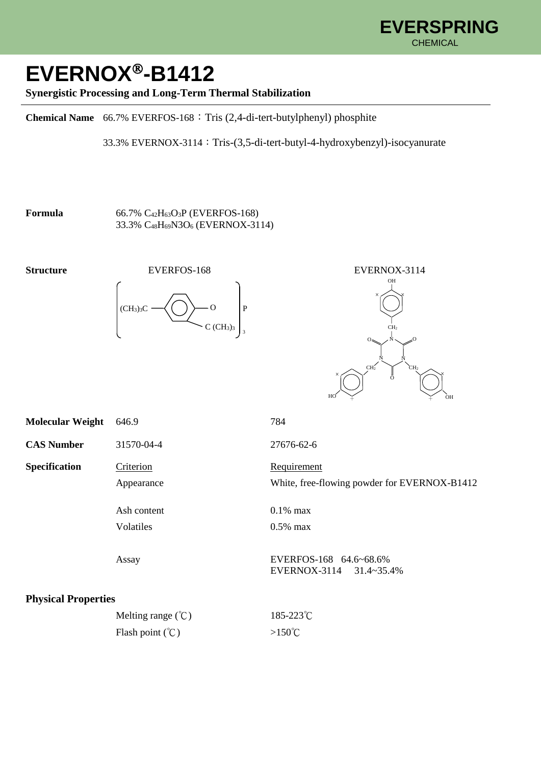# EVERNOX®-B1412

**Synergistic Processing and Long-Term Thermal Stabilization**

---

**Chemical Name** 66.7% EVERFOS-168：Tris (2,4-di-tert-butylphenyl) phosphite

33.3% EVERNOX-3114：Tris-(3,5-di-tert-butyl-4-hydroxybenzyl)-isocyanurate

**Formula** 66.7% $C_{42}H_{63}O_3P$ (EVERFOS-168)
33.3% $C_{48}H_{69}N_3O_6$ (EVERNOX-3114)

**Structure**

EVERFOS-168

$$\left[ (CH_3)_3C - \text{C}_6\text{H}_3(\text{C}(CH_3)_3) - O \right]_3 P$$

EVERNOX-3114

| | EVERFOS-168 | EVERNOX-3114 |
|---|---|---|
| **Molecular Weight** | 646.9 | 784 |
| **CAS Number** | 31570-04-4 | 27676-62-6 |

**Specification**

| Criterion | Requirement |
|---|---|
| Appearance | White, free-flowing powder for EVERNOX-B1412 |
| Ash content | 0.1% max |
| Volatiles | 0.5% max |
| Assay | EVERFOS-168 64.6~68.6%<br>EVERNOX-3114 31.4~35.4% |

**Physical Properties**

| | |
|---|---|
| Melting range (℃) | 185-223℃ |
| Flash point (℃) | >150℃ |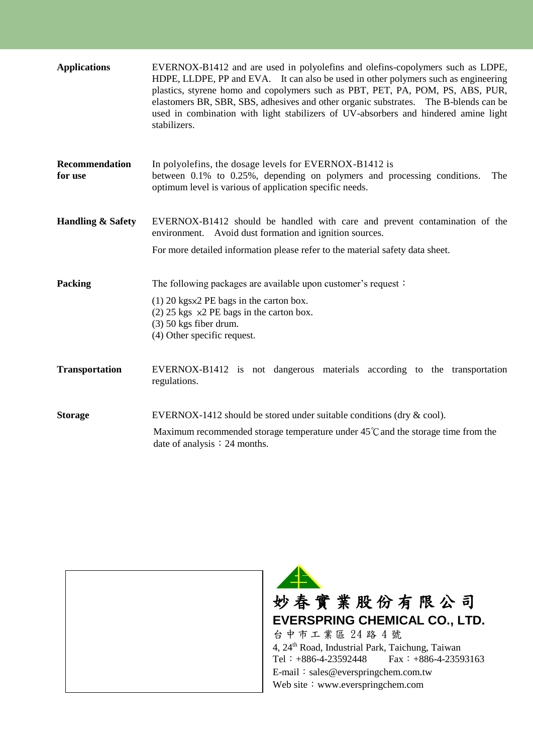**Applications**

EVERNOX-B1412 and are used in polyolefins and olefins-copolymers such as LDPE, HDPE, LLDPE, PP and EVA. It can also be used in other polymers such as engineering plastics, styrene homo and copolymers such as PBT, PET, PA, POM, PS, ABS, PUR, elastomers BR, SBR, SBS, adhesives and other organic substrates. The B-blends can be used in combination with light stabilizers of UV-absorbers and hindered amine light stabilizers.

**Recommendation for use**

In polyolefins, the dosage levels for EVERNOX-B1412 is between 0.1% to 0.25%, depending on polymers and processing conditions. The optimum level is various of application specific needs.

**Handling & Safety**

EVERNOX-B1412 should be handled with care and prevent contamination of the environment. Avoid dust formation and ignition sources.

For more detailed information please refer to the material safety data sheet.

**Packing**

The following packages are available upon customer's request：

(1) 20 kgs×2 PE bags in the carton box.
(2) 25 kgs ×2 PE bags in the carton box.
(3) 50 kgs fiber drum.
(4) Other specific request.

**Transportation**

EVERNOX-B1412 is not dangerous materials according to the transportation regulations.

**Storage**

EVERNOX-1412 should be stored under suitable conditions (dry & cool).

Maximum recommended storage temperature under 45℃ and the storage time from the date of analysis：24 months.

妙春實業股份有限公司

**EVERSPRING CHEMICAL CO., LTD.**

台中市工業區 24 路 4 號

4, 24th Road, Industrial Park, Taichung, Taiwan

Tel：+886-4-23592448 Fax：+886-4-23593163

E-mail：sales@everspringchem.com.tw

Web site：www.everspringchem.com